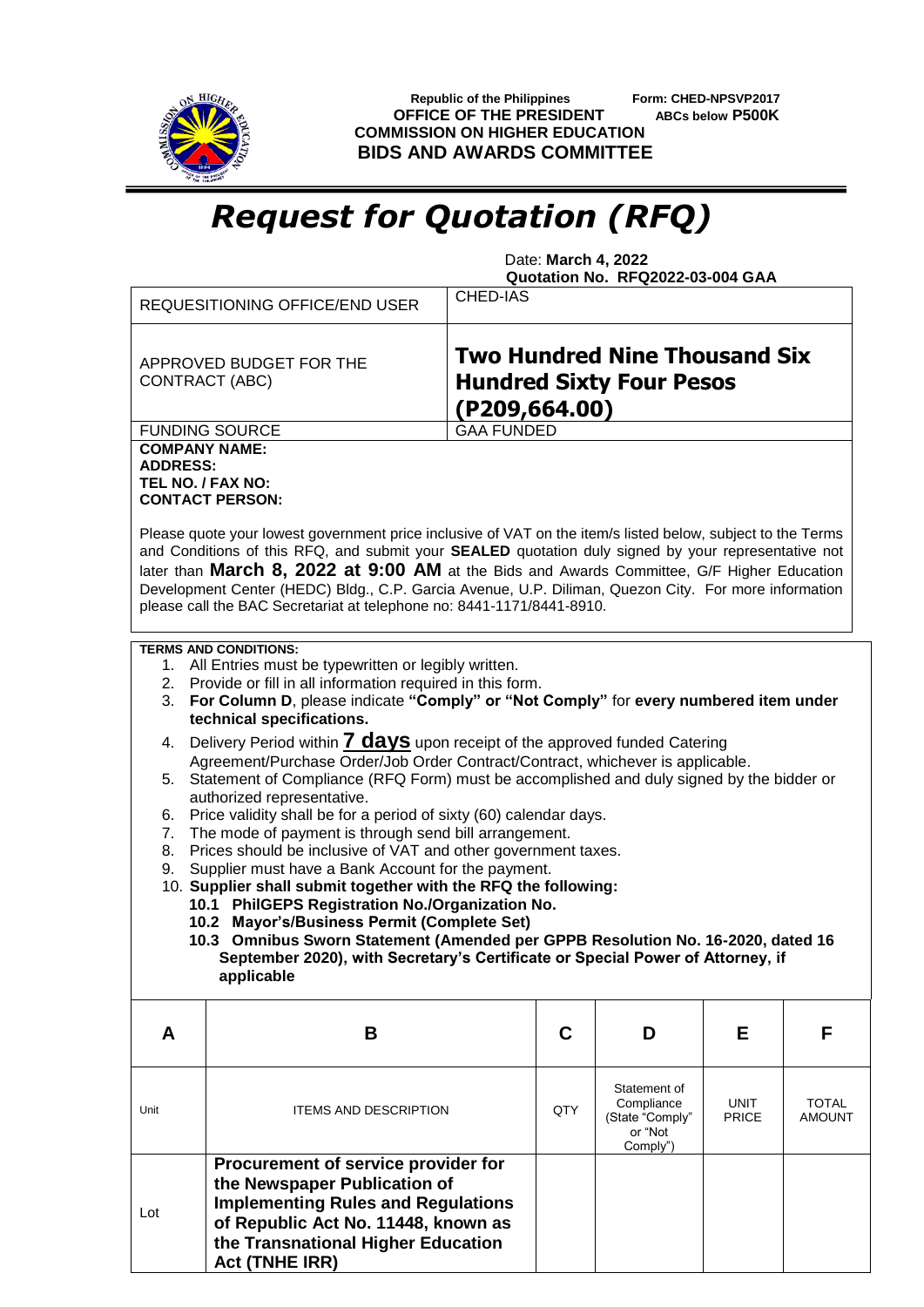Republic of the Philippines
OFFICE OF THE PRESIDENT
**COMMISSION ON HIGHER EDUCATION**
**BIDS AND AWARDS COMMITTEE**

**Form: CHED-NPSVP2017**
**ABCs below P500K**

# *Request for Quotation (RFQ)*

Date: **March 4, 2022**
**Quotation No. RFQ2022-03-004 GAA**

| | |
|---|---|
| REQUESITIONING OFFICE/END USER | CHED-IAS |
| APPROVED BUDGET FOR THE CONTRACT (ABC) | **Two Hundred Nine Thousand Six Hundred Sixty Four Pesos (P209,664.00)** |
| FUNDING SOURCE | GAA FUNDED |

**COMPANY NAME:**
**ADDRESS:**
**TEL NO. / FAX NO:**
**CONTACT PERSON:**

Please quote your lowest government price inclusive of VAT on the item/s listed below, subject to the Terms and Conditions of this RFQ, and submit your **SEALED** quotation duly signed by your representative not later than **March 8, 2022 at 9:00 AM** at the Bids and Awards Committee, G/F Higher Education Development Center (HEDC) Bldg., C.P. Garcia Avenue, U.P. Diliman, Quezon City. For more information please call the BAC Secretariat at telephone no: 8441-1171/8441-8910.

**TERMS AND CONDITIONS:**

1. All Entries must be typewritten or legibly written.
2. Provide or fill in all information required in this form.
3. **For Column D**, please indicate **"Comply" or "Not Comply"** for **every numbered item under technical specifications.**
4. Delivery Period within **7 days** upon receipt of the approved funded Catering Agreement/Purchase Order/Job Order Contract/Contract, whichever is applicable.
5. Statement of Compliance (RFQ Form) must be accomplished and duly signed by the bidder or authorized representative.
6. Price validity shall be for a period of sixty (60) calendar days.
7. The mode of payment is through send bill arrangement.
8. Prices should be inclusive of VAT and other government taxes.
9. Supplier must have a Bank Account for the payment.
10. **Supplier shall submit together with the RFQ the following:**
    - **10.1 PhilGEPS Registration No./Organization No.**
    - **10.2 Mayor's/Business Permit (Complete Set)**
    - **10.3 Omnibus Sworn Statement (Amended per GPPB Resolution No. 16-2020, dated 16 September 2020), with Secretary's Certificate or Special Power of Attorney, if applicable**

| A | B | C | D | E | F |
|---|---|---|---|---|---|
| Unit | ITEMS AND DESCRIPTION | QTY | Statement of Compliance (State "Comply" or "Not Comply") | UNIT PRICE | TOTAL AMOUNT |
| Lot | **Procurement of service provider for the Newspaper Publication of Implementing Rules and Regulations of Republic Act No. 11448, known as the Transnational Higher Education Act (TNHE IRR)** | | | | |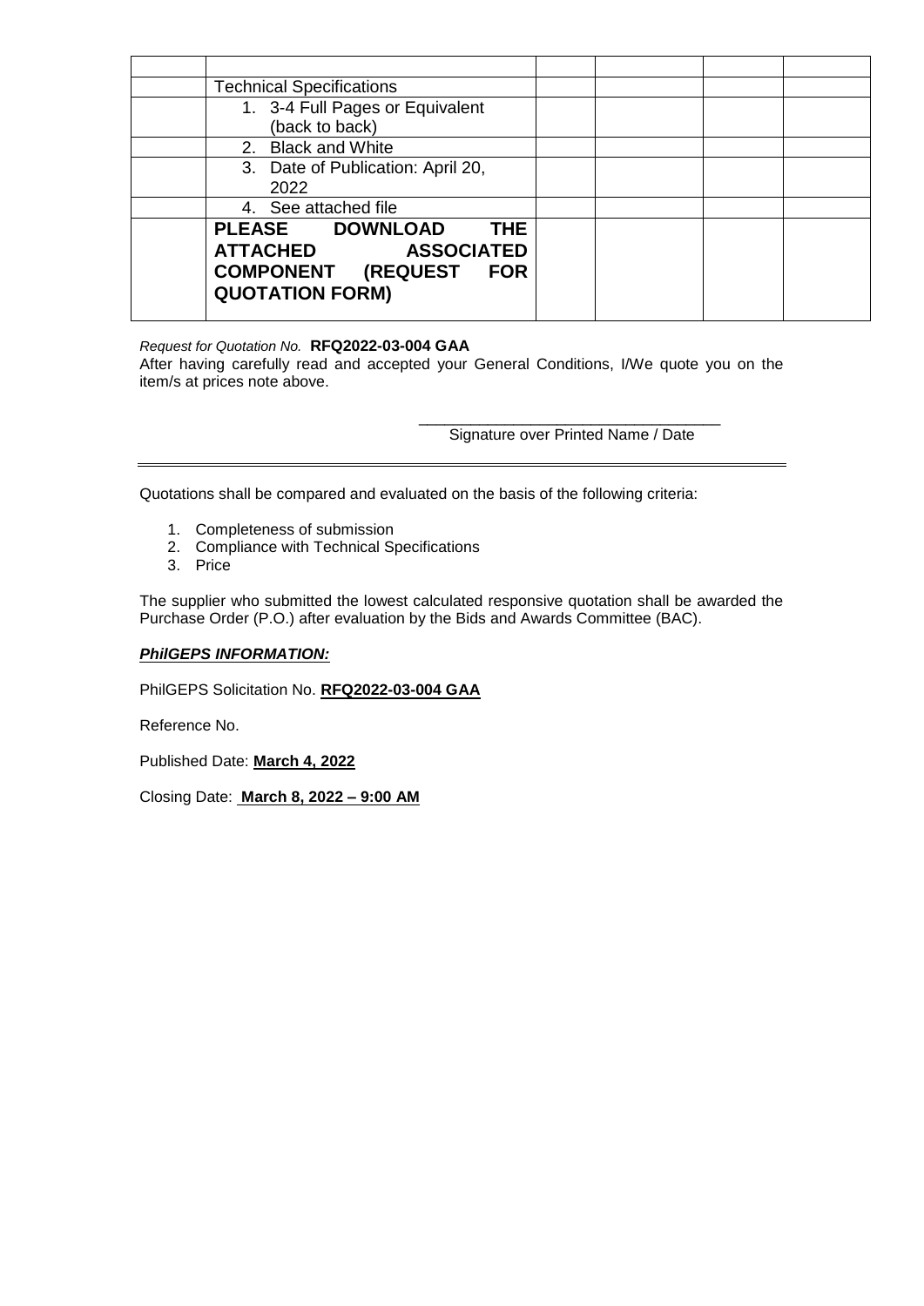| | | | | | |
|---|---|---|---|---|---|
| | | | | | |
| | Technical Specifications | | | | |
| | 1. 3-4 Full Pages or Equivalent (back to back) | | | | |
| | 2. Black and White | | | | |
| | 3. Date of Publication: April 20, 2022 | | | | |
| | 4. See attached file | | | | |
| | **PLEASE DOWNLOAD THE ATTACHED ASSOCIATED COMPONENT (REQUEST FOR QUOTATION FORM)** | | | | |

*Request for Quotation No.* **RFQ2022-03-004 GAA**

After having carefully read and accepted your General Conditions, I/We quote you on the item/s at prices note above.

\_\_\_\_\_\_\_\_\_\_\_\_\_\_\_\_\_\_\_\_\_\_\_\_\_\_\_\_\_\_\_\_\_\_\_\_

Signature over Printed Name / Date

---

Quotations shall be compared and evaluated on the basis of the following criteria:

1. Completeness of submission
2. Compliance with Technical Specifications
3. Price

The supplier who submitted the lowest calculated responsive quotation shall be awarded the Purchase Order (P.O.) after evaluation by the Bids and Awards Committee (BAC).

***PhilGEPS INFORMATION:***

PhilGEPS Solicitation No. **RFQ2022-03-004 GAA**

Reference No.

Published Date: **March 4, 2022**

Closing Date: **March 8, 2022 – 9:00 AM**